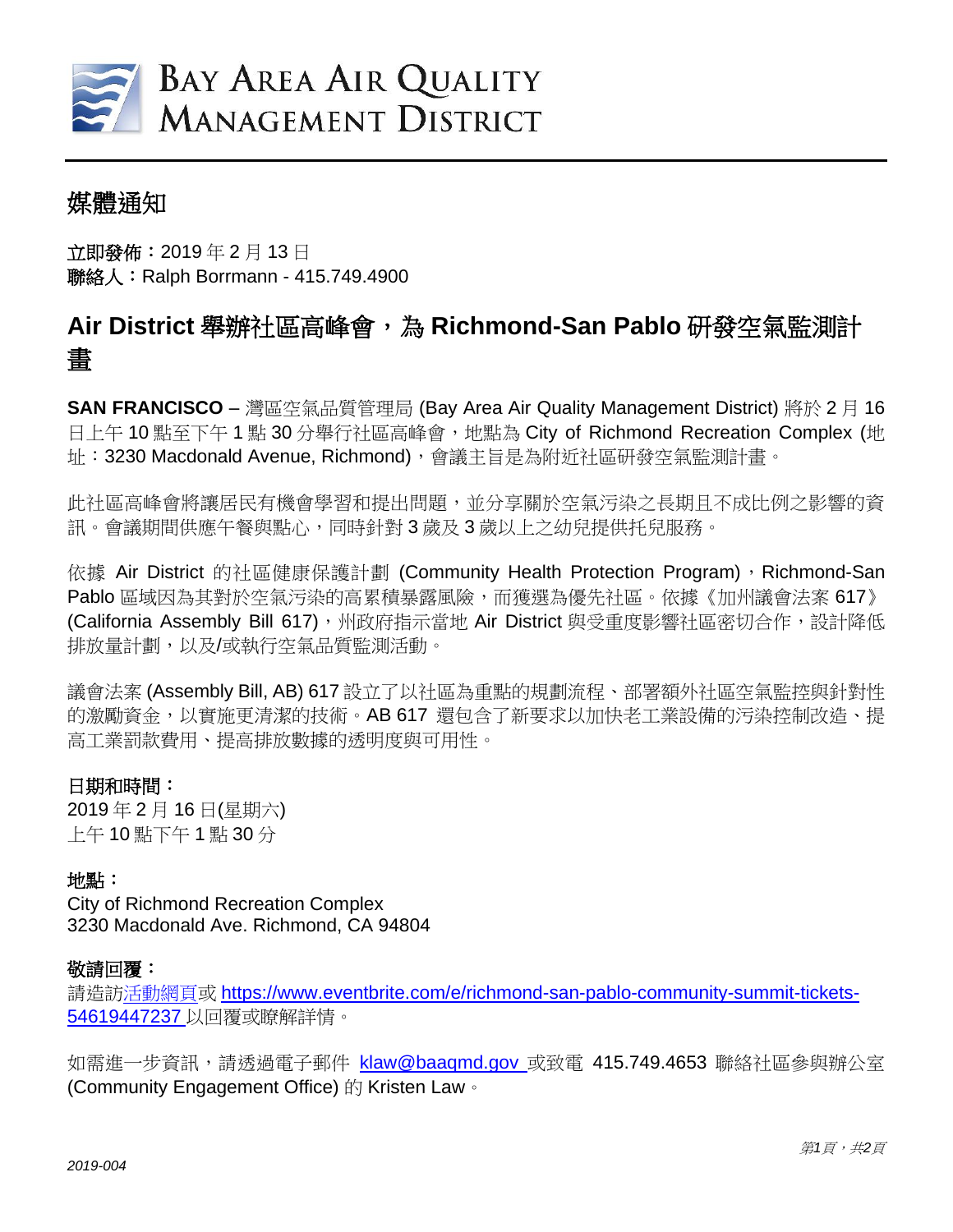BAY AREA AIR QUALITY
MANAGEMENT DISTRICT

## 媒體通知

**立即發佈：**2019 年 2 月 13 日
**聯絡人：**Ralph Borrmann - 415.749.4900

# Air District 舉辦社區高峰會，為 Richmond-San Pablo 研發空氣監測計畫

**SAN FRANCISCO** – 灣區空氣品質管理局 (Bay Area Air Quality Management District) 將於 2 月 16 日上午 10 點至下午 1 點 30 分舉行社區高峰會，地點為 City of Richmond Recreation Complex (地址：3230 Macdonald Avenue, Richmond)，會議主旨是為附近社區研發空氣監測計畫。

此社區高峰會將讓居民有機會學習和提出問題，並分享關於空氣污染之長期且不成比例之影響的資訊。會議期間供應午餐與點心，同時針對 3 歲及 3 歲以上之幼兒提供托兒服務。

依據 Air District 的社區健康保護計劃 (Community Health Protection Program)，Richmond-San Pablo 區域因為其對於空氣污染的高累積暴露風險，而獲選為優先社區。依據《加州議會法案 617》(California Assembly Bill 617)，州政府指示當地 Air District 與受重度影響社區密切合作，設計降低排放量計劃，以及/或執行空氣品質監測活動。

議會法案 (Assembly Bill, AB) 617 設立了以社區為重點的規劃流程、部署額外社區空氣監控與針對性的激勵資金，以實施更清潔的技術。AB 617 還包含了新要求以加快老工業設備的污染控制改造、提高工業罰款費用、提高排放數據的透明度與可用性。

**日期和時間：**
2019 年 2 月 16 日(星期六)
上午 10 點下午 1 點 30 分

**地點：**
City of Richmond Recreation Complex
3230 Macdonald Ave. Richmond, CA 94804

**敬請回覆：**
請造訪活動網頁或 https://www.eventbrite.com/e/richmond-san-pablo-community-summit-tickets-54619447237 以回覆或瞭解詳情。

如需進一步資訊，請透過電子郵件 klaw@baaqmd.gov 或致電 415.749.4653 聯絡社區參與辦公室 (Community Engagement Office) 的 Kristen Law。

*2019-004*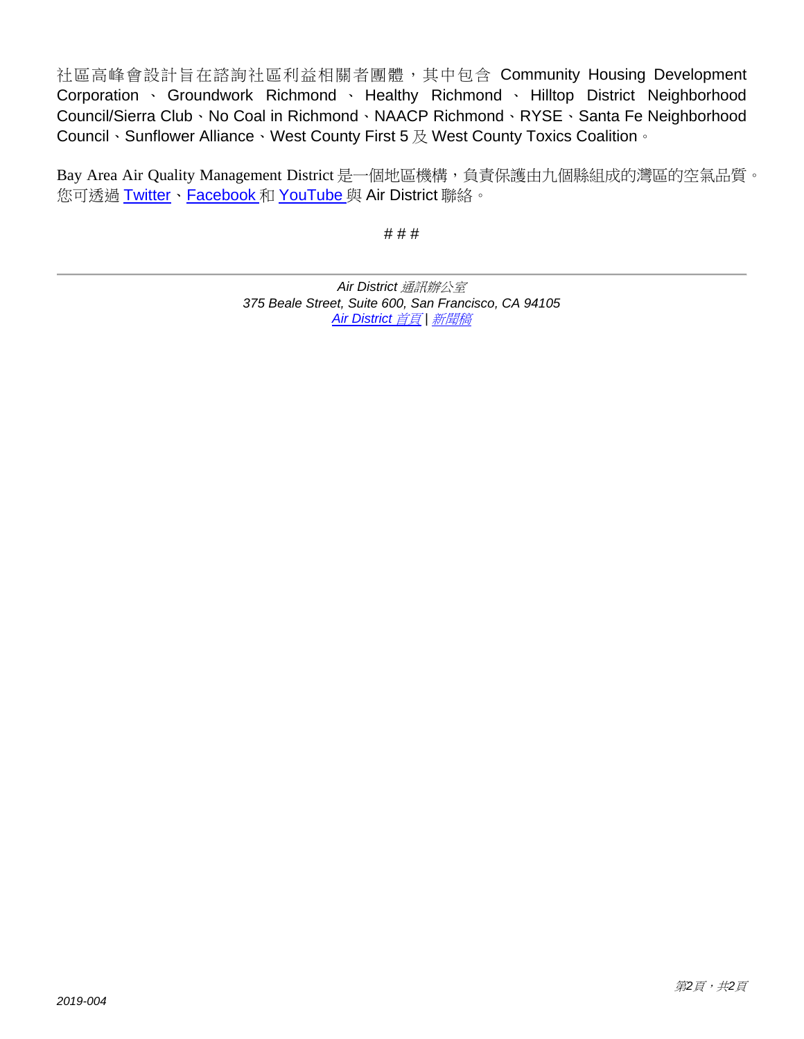社區高峰會設計旨在諮詢社區利益相關者團體，其中包含 Community Housing Development Corporation、Groundwork Richmond、Healthy Richmond、Hilltop District Neighborhood Council/Sierra Club、No Coal in Richmond、NAACP Richmond、RYSE、Santa Fe Neighborhood Council、Sunflower Alliance、West County First 5 及 West County Toxics Coalition。

Bay Area Air Quality Management District 是一個地區機構，負責保護由九個縣組成的灣區的空氣品質。您可透過 Twitter、Facebook 和 YouTube 與 Air District 聯絡。

# # #

*Air District 通訊辦公室*
*375 Beale Street, Suite 600, San Francisco, CA 94105*
*Air District 首頁* | *新聞稿*

*2019-004*